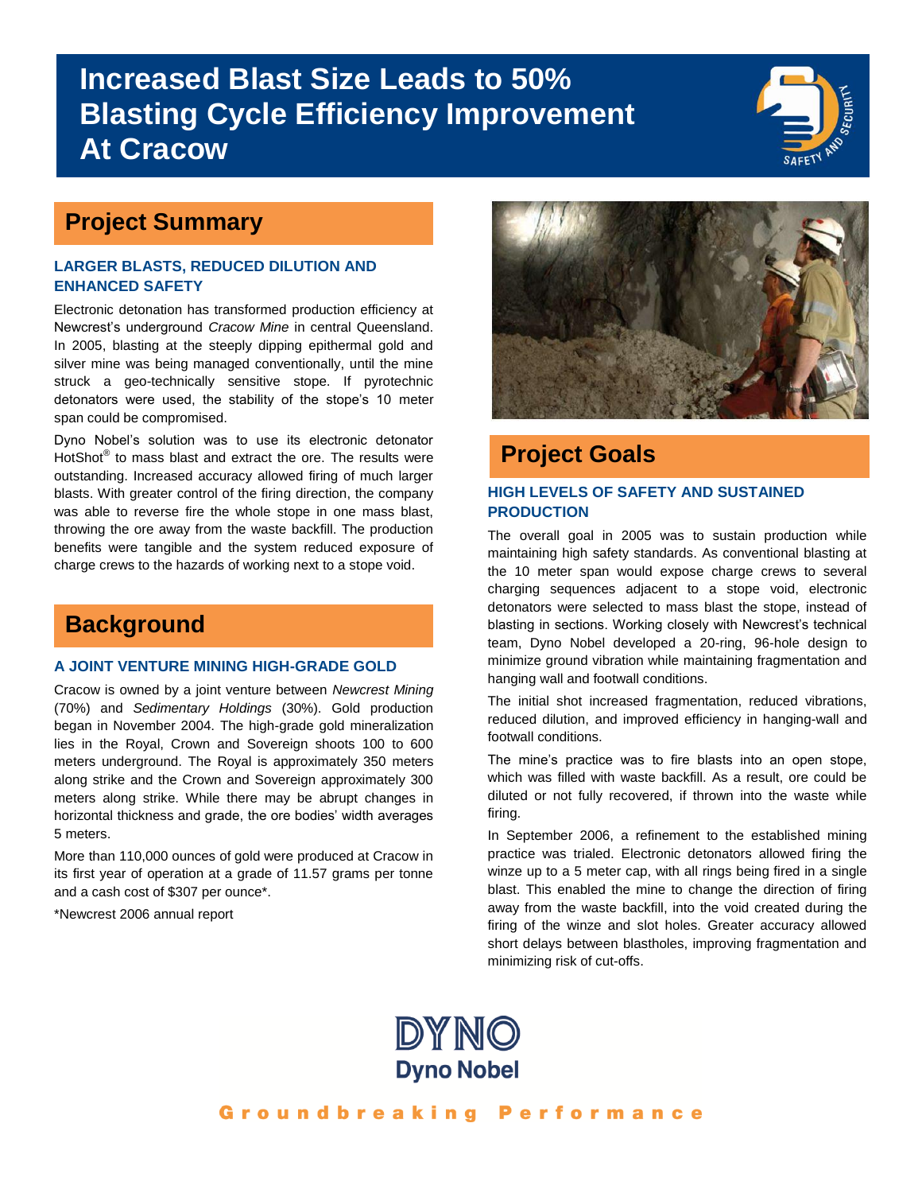# Increased Blast Size Leads to 50% Blasting Cycle Efficiency Improvement At Cracow

## Project Summary

### LARGER BLASTS, REDUCED DILUTION AND ENHANCED SAFETY

Electronic detonation has transformed production efficiency at Newcrest's underground *Cracow Mine* in central Queensland. In 2005, blasting at the steeply dipping epithermal gold and silver mine was being managed conventionally, until the mine struck a geo-technically sensitive stope. If pyrotechnic detonators were used, the stability of the stope's 10 meter span could be compromised.

Dyno Nobel's solution was to use its electronic detonator HotShot® to mass blast and extract the ore. The results were outstanding. Increased accuracy allowed firing of much larger blasts. With greater control of the firing direction, the company was able to reverse fire the whole stope in one mass blast, throwing the ore away from the waste backfill. The production benefits were tangible and the system reduced exposure of charge crews to the hazards of working next to a stope void.

## Background

### A JOINT VENTURE MINING HIGH-GRADE GOLD

Cracow is owned by a joint venture between *Newcrest Mining* (70%) and *Sedimentary Holdings* (30%). Gold production began in November 2004. The high-grade gold mineralization lies in the Royal, Crown and Sovereign shoots 100 to 600 meters underground. The Royal is approximately 350 meters along strike and the Crown and Sovereign approximately 300 meters along strike. While there may be abrupt changes in horizontal thickness and grade, the ore bodies' width averages 5 meters.

More than 110,000 ounces of gold were produced at Cracow in its first year of operation at a grade of 11.57 grams per tonne and a cash cost of $307 per ounce*.

*Newcrest 2006 annual report

## Project Goals

### HIGH LEVELS OF SAFETY AND SUSTAINED PRODUCTION

The overall goal in 2005 was to sustain production while maintaining high safety standards. As conventional blasting at the 10 meter span would expose charge crews to several charging sequences adjacent to a stope void, electronic detonators were selected to mass blast the stope, instead of blasting in sections. Working closely with Newcrest's technical team, Dyno Nobel developed a 20-ring, 96-hole design to minimize ground vibration while maintaining fragmentation and hanging wall and footwall conditions.

The initial shot increased fragmentation, reduced vibrations, reduced dilution, and improved efficiency in hanging-wall and footwall conditions.

The mine's practice was to fire blasts into an open stope, which was filled with waste backfill. As a result, ore could be diluted or not fully recovered, if thrown into the waste while firing.

In September 2006, a refinement to the established mining practice was trialed. Electronic detonators allowed firing the winze up to a 5 meter cap, with all rings being fired in a single blast. This enabled the mine to change the direction of firing away from the waste backfill, into the void created during the firing of the winze and slot holes. Greater accuracy allowed short delays between blastholes, improving fragmentation and minimizing risk of cut-offs.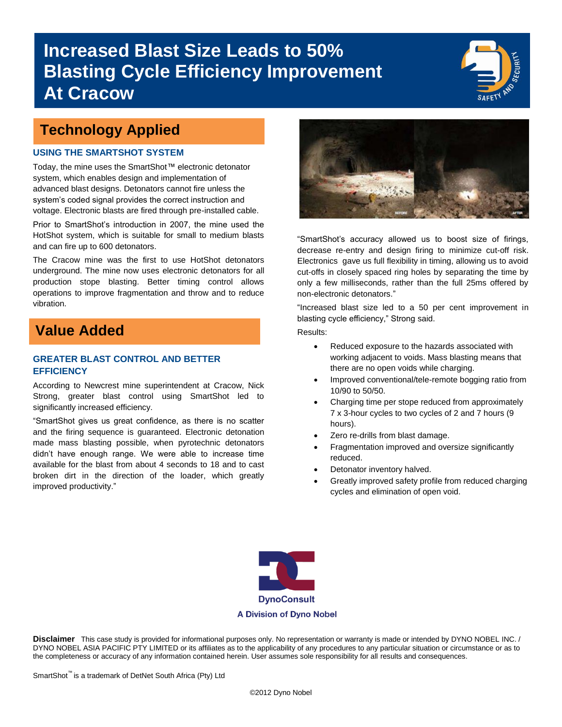# Increased Blast Size Leads to 50% Blasting Cycle Efficiency Improvement At Cracow

## Technology Applied

### USING THE SMARTSHOT SYSTEM

Today, the mine uses the SmartShot™ electronic detonator system, which enables design and implementation of advanced blast designs. Detonators cannot fire unless the system's coded signal provides the correct instruction and voltage. Electronic blasts are fired through pre-installed cable.

Prior to SmartShot's introduction in 2007, the mine used the HotShot system, which is suitable for small to medium blasts and can fire up to 600 detonators.

The Cracow mine was the first to use HotShot detonators underground. The mine now uses electronic detonators for all production stope blasting. Better timing control allows operations to improve fragmentation and throw and to reduce vibration.

## Value Added

### GREATER BLAST CONTROL AND BETTER EFFICIENCY

According to Newcrest mine superintendent at Cracow, Nick Strong, greater blast control using SmartShot led to significantly increased efficiency.

"SmartShot gives us great confidence, as there is no scatter and the firing sequence is guaranteed. Electronic detonation made mass blasting possible, when pyrotechnic detonators didn't have enough range. We were able to increase time available for the blast from about 4 seconds to 18 and to cast broken dirt in the direction of the loader, which greatly improved productivity."

"SmartShot's accuracy allowed us to boost size of firings, decrease re-entry and design firing to minimize cut-off risk. Electronics gave us full flexibility in timing, allowing us to avoid cut-offs in closely spaced ring holes by separating the time by only a few milliseconds, rather than the full 25ms offered by non-electronic detonators."

"Increased blast size led to a 50 per cent improvement in blasting cycle efficiency," Strong said.

Results:

- Reduced exposure to the hazards associated with working adjacent to voids. Mass blasting means that there are no open voids while charging.
- Improved conventional/tele-remote bogging ratio from 10/90 to 50/50.
- Charging time per stope reduced from approximately 7 x 3-hour cycles to two cycles of 2 and 7 hours (9 hours).
- Zero re-drills from blast damage.
- Fragmentation improved and oversize significantly reduced.
- Detonator inventory halved.
- Greatly improved safety profile from reduced charging cycles and elimination of open void.

DynoConsult
A Division of Dyno Nobel

**Disclaimer** This case study is provided for informational purposes only. No representation or warranty is made or intended by DYNO NOBEL INC. / DYNO NOBEL ASIA PACIFIC PTY LIMITED or its affiliates as to the applicability of any procedures to any particular situation or circumstance or as to the completeness or accuracy of any information contained herein. User assumes sole responsibility for all results and consequences.

SmartShot™ is a trademark of DetNet South Africa (Pty) Ltd

©2012 Dyno Nobel